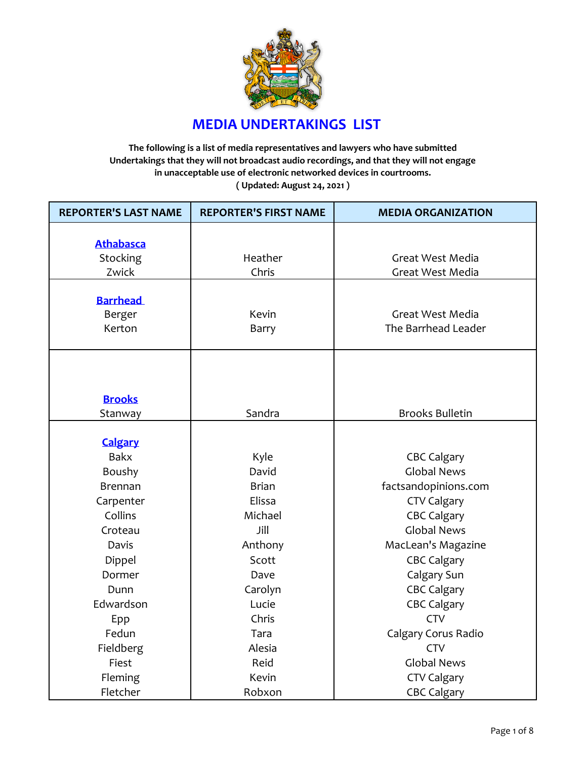# MEDIA UNDERTAKINGS LIST

**The following is a list of media representatives and lawyers who have submitted Undertakings that they will not broadcast audio recordings, and that they will not engage in unacceptable use of electronic networked devices in courtrooms.**
**( Updated: August 24, 2021 )**

| REPORTER'S LAST NAME | REPORTER'S FIRST NAME | MEDIA ORGANIZATION |
|---|---|---|
| **Athabasca** | | |
| Stocking | Heather | Great West Media |
| Zwick | Chris | Great West Media |
| **Barrhead** | | |
| Berger | Kevin | Great West Media |
| Kerton | Barry | The Barrhead Leader |
| **Brooks** | | |
| Stanway | Sandra | Brooks Bulletin |
| **Calgary** | | |
| Bakx | Kyle | CBC Calgary |
| Boushy | David | Global News |
| Brennan | Brian | factsandopinions.com |
| Carpenter | Elissa | CTV Calgary |
| Collins | Michael | CBC Calgary |
| Croteau | Jill | Global News |
| Davis | Anthony | MacLean's Magazine |
| Dippel | Scott | CBC Calgary |
| Dormer | Dave | Calgary Sun |
| Dunn | Carolyn | CBC Calgary |
| Edwardson | Lucie | CBC Calgary |
| Epp | Chris | CTV |
| Fedun | Tara | Calgary Corus Radio |
| Fieldberg | Alesia | CTV |
| Fiest | Reid | Global News |
| Fleming | Kevin | CTV Calgary |
| Fletcher | Robxon | CBC Calgary |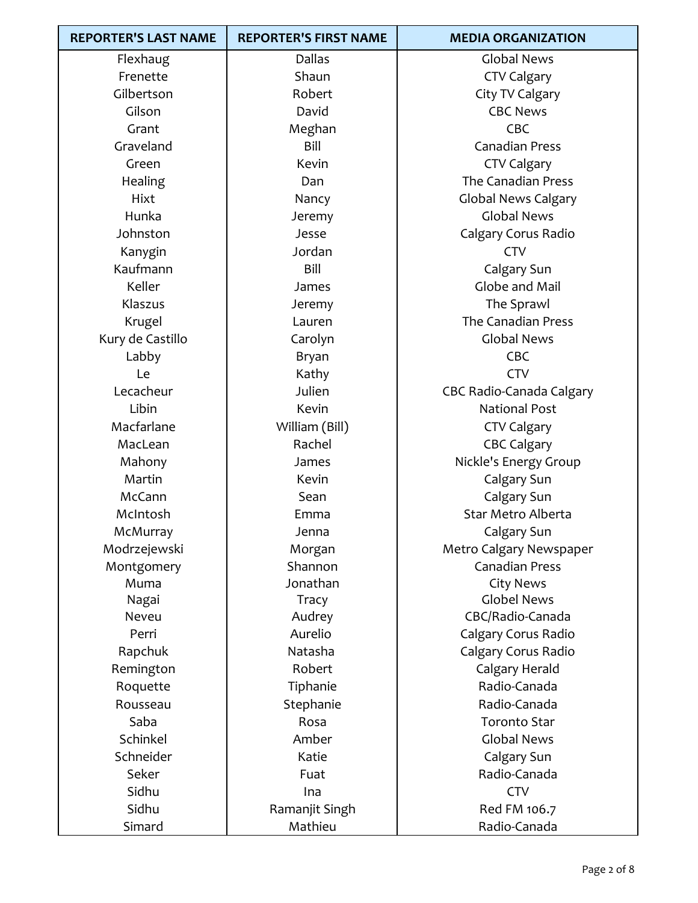| REPORTER'S LAST NAME | REPORTER'S FIRST NAME | MEDIA ORGANIZATION |
| --- | --- | --- |
| Flexhaug | Dallas | Global News |
| Frenette | Shaun | CTV Calgary |
| Gilbertson | Robert | City TV Calgary |
| Gilson | David | CBC News |
| Grant | Meghan | CBC |
| Graveland | Bill | Canadian Press |
| Green | Kevin | CTV Calgary |
| Healing | Dan | The Canadian Press |
| Hixt | Nancy | Global News Calgary |
| Hunka | Jeremy | Global News |
| Johnston | Jesse | Calgary Corus Radio |
| Kanygin | Jordan | CTV |
| Kaufmann | Bill | Calgary Sun |
| Keller | James | Globe and Mail |
| Klaszus | Jeremy | The Sprawl |
| Krugel | Lauren | The Canadian Press |
| Kury de Castillo | Carolyn | Global News |
| Labby | Bryan | CBC |
| Le | Kathy | CTV |
| Lecacheur | Julien | CBC Radio-Canada Calgary |
| Libin | Kevin | National Post |
| Macfarlane | William (Bill) | CTV Calgary |
| MacLean | Rachel | CBC Calgary |
| Mahony | James | Nickle's Energy Group |
| Martin | Kevin | Calgary Sun |
| McCann | Sean | Calgary Sun |
| McIntosh | Emma | Star Metro Alberta |
| McMurray | Jenna | Calgary Sun |
| Modrzejewski | Morgan | Metro Calgary Newspaper |
| Montgomery | Shannon | Canadian Press |
| Muma | Jonathan | City News |
| Nagai | Tracy | Globel News |
| Neveu | Audrey | CBC/Radio-Canada |
| Perri | Aurelio | Calgary Corus Radio |
| Rapchuk | Natasha | Calgary Corus Radio |
| Remington | Robert | Calgary Herald |
| Roquette | Tiphanie | Radio-Canada |
| Rousseau | Stephanie | Radio-Canada |
| Saba | Rosa | Toronto Star |
| Schinkel | Amber | Global News |
| Schneider | Katie | Calgary Sun |
| Seker | Fuat | Radio-Canada |
| Sidhu | Ina | CTV |
| Sidhu | Ramanjit Singh | Red FM 106.7 |
| Simard | Mathieu | Radio-Canada |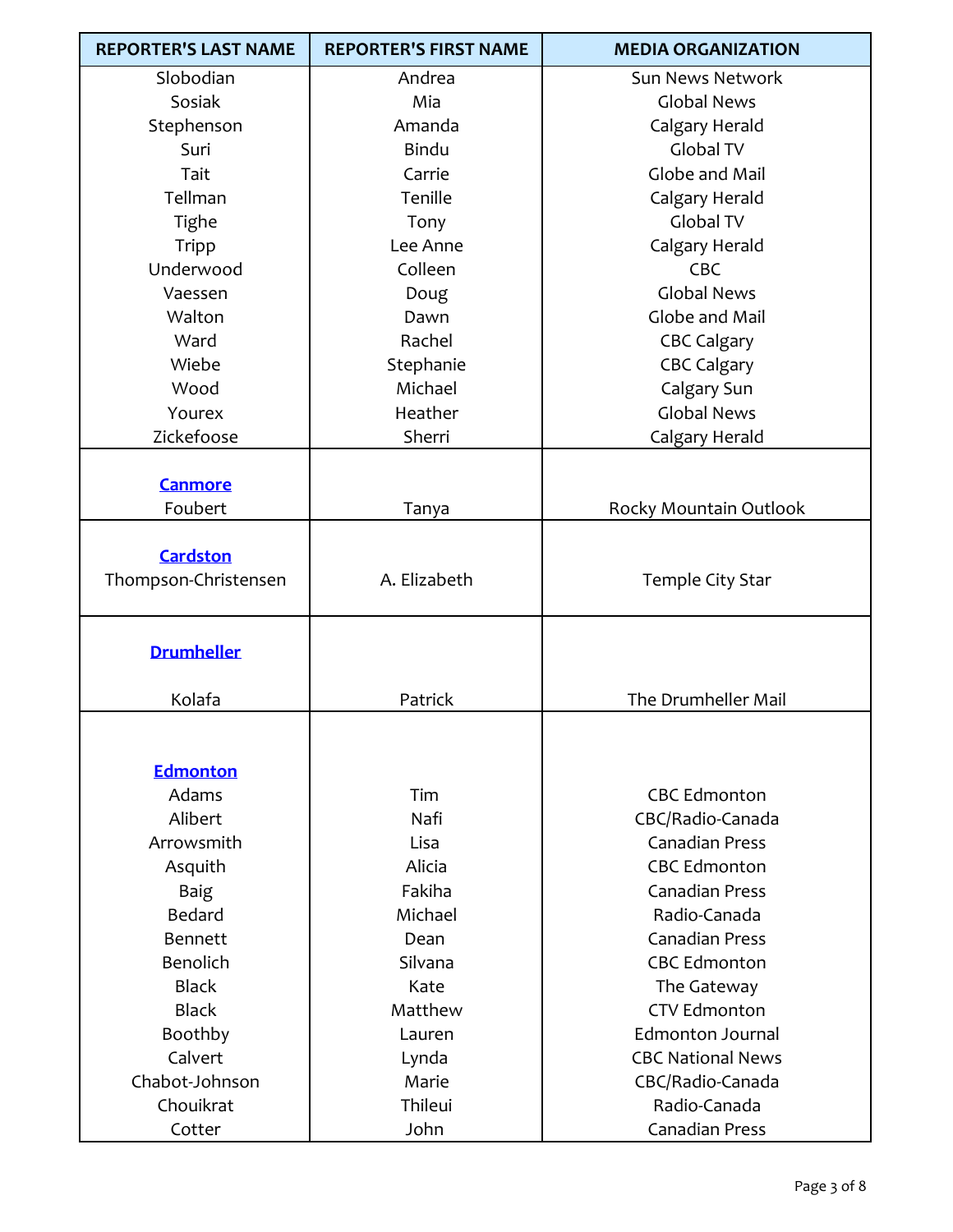| REPORTER'S LAST NAME | REPORTER'S FIRST NAME | MEDIA ORGANIZATION |
|---|---|---|
| Slobodian | Andrea | Sun News Network |
| Sosiak | Mia | Global News |
| Stephenson | Amanda | Calgary Herald |
| Suri | Bindu | Global TV |
| Tait | Carrie | Globe and Mail |
| Tellman | Tenille | Calgary Herald |
| Tighe | Tony | Global TV |
| Tripp | Lee Anne | Calgary Herald |
| Underwood | Colleen | CBC |
| Vaessen | Doug | Global News |
| Walton | Dawn | Globe and Mail |
| Ward | Rachel | CBC Calgary |
| Wiebe | Stephanie | CBC Calgary |
| Wood | Michael | Calgary Sun |
| Yourex | Heather | Global News |
| Zickefoose | Sherri | Calgary Herald |
| **Canmore** | | |
| Foubert | Tanya | Rocky Mountain Outlook |
| **Cardston** | | |
| Thompson-Christensen | A. Elizabeth | Temple City Star |
| **Drumheller** | | |
| Kolafa | Patrick | The Drumheller Mail |
| **Edmonton** | | |
| Adams | Tim | CBC Edmonton |
| Alibert | Nafi | CBC/Radio-Canada |
| Arrowsmith | Lisa | Canadian Press |
| Asquith | Alicia | CBC Edmonton |
| Baig | Fakiha | Canadian Press |
| Bedard | Michael | Radio-Canada |
| Bennett | Dean | Canadian Press |
| Benolich | Silvana | CBC Edmonton |
| Black | Kate | The Gateway |
| Black | Matthew | CTV Edmonton |
| Boothby | Lauren | Edmonton Journal |
| Calvert | Lynda | CBC National News |
| Chabot-Johnson | Marie | CBC/Radio-Canada |
| Chouikrat | Thileui | Radio-Canada |
| Cotter | John | Canadian Press |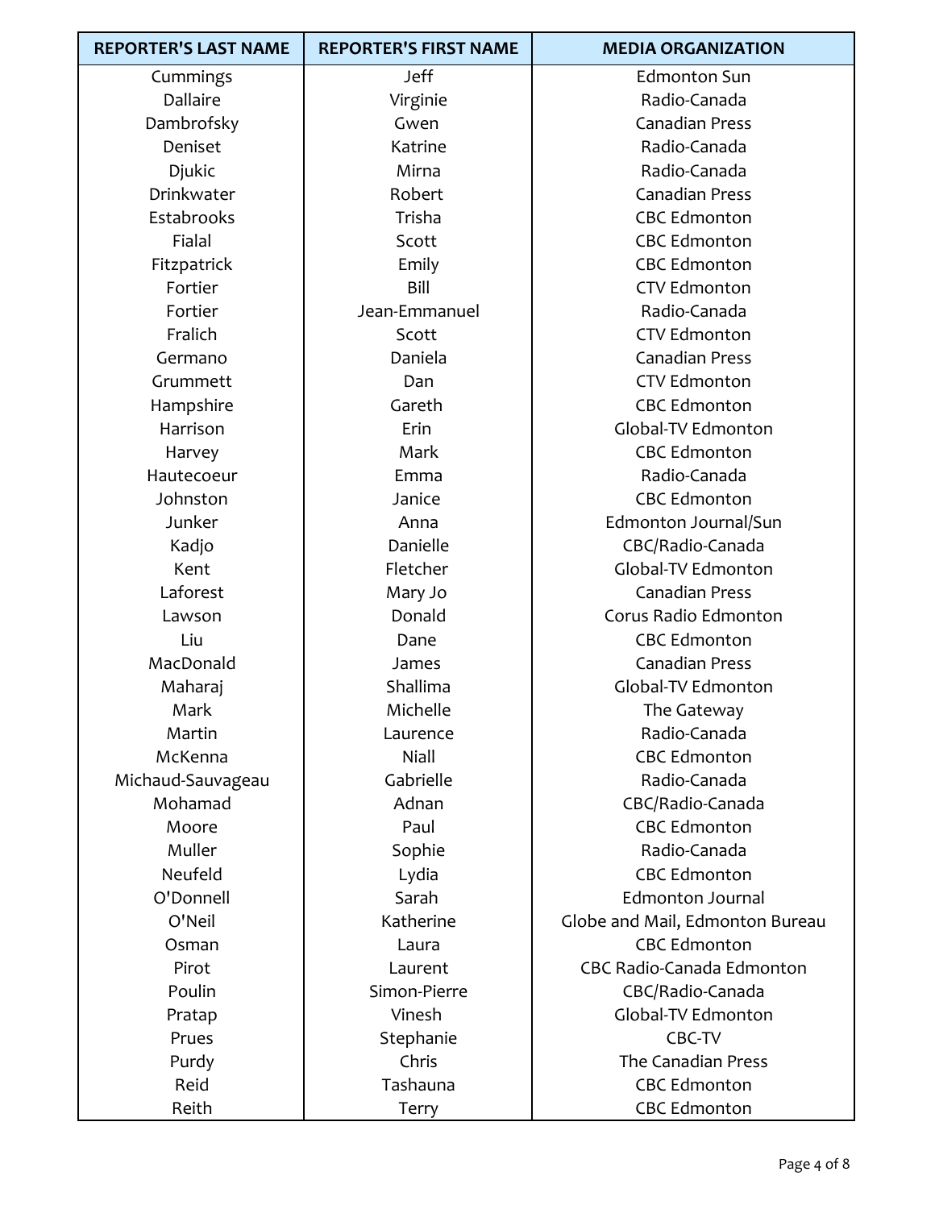| REPORTER'S LAST NAME | REPORTER'S FIRST NAME | MEDIA ORGANIZATION |
|---|---|---|
| Cummings | Jeff | Edmonton Sun |
| Dallaire | Virginie | Radio-Canada |
| Dambrofsky | Gwen | Canadian Press |
| Deniset | Katrine | Radio-Canada |
| Djukic | Mirna | Radio-Canada |
| Drinkwater | Robert | Canadian Press |
| Estabrooks | Trisha | CBC Edmonton |
| Fialal | Scott | CBC Edmonton |
| Fitzpatrick | Emily | CBC Edmonton |
| Fortier | Bill | CTV Edmonton |
| Fortier | Jean-Emmanuel | Radio-Canada |
| Fralich | Scott | CTV Edmonton |
| Germano | Daniela | Canadian Press |
| Grummett | Dan | CTV Edmonton |
| Hampshire | Gareth | CBC Edmonton |
| Harrison | Erin | Global-TV Edmonton |
| Harvey | Mark | CBC Edmonton |
| Hautecoeur | Emma | Radio-Canada |
| Johnston | Janice | CBC Edmonton |
| Junker | Anna | Edmonton Journal/Sun |
| Kadjo | Danielle | CBC/Radio-Canada |
| Kent | Fletcher | Global-TV Edmonton |
| Laforest | Mary Jo | Canadian Press |
| Lawson | Donald | Corus Radio Edmonton |
| Liu | Dane | CBC Edmonton |
| MacDonald | James | Canadian Press |
| Maharaj | Shallima | Global-TV Edmonton |
| Mark | Michelle | The Gateway |
| Martin | Laurence | Radio-Canada |
| McKenna | Niall | CBC Edmonton |
| Michaud-Sauvageau | Gabrielle | Radio-Canada |
| Mohamad | Adnan | CBC/Radio-Canada |
| Moore | Paul | CBC Edmonton |
| Muller | Sophie | Radio-Canada |
| Neufeld | Lydia | CBC Edmonton |
| O'Donnell | Sarah | Edmonton Journal |
| O'Neil | Katherine | Globe and Mail, Edmonton Bureau |
| Osman | Laura | CBC Edmonton |
| Pirot | Laurent | CBC Radio-Canada Edmonton |
| Poulin | Simon-Pierre | CBC/Radio-Canada |
| Pratap | Vinesh | Global-TV Edmonton |
| Prues | Stephanie | CBC-TV |
| Purdy | Chris | The Canadian Press |
| Reid | Tashauna | CBC Edmonton |
| Reith | Terry | CBC Edmonton |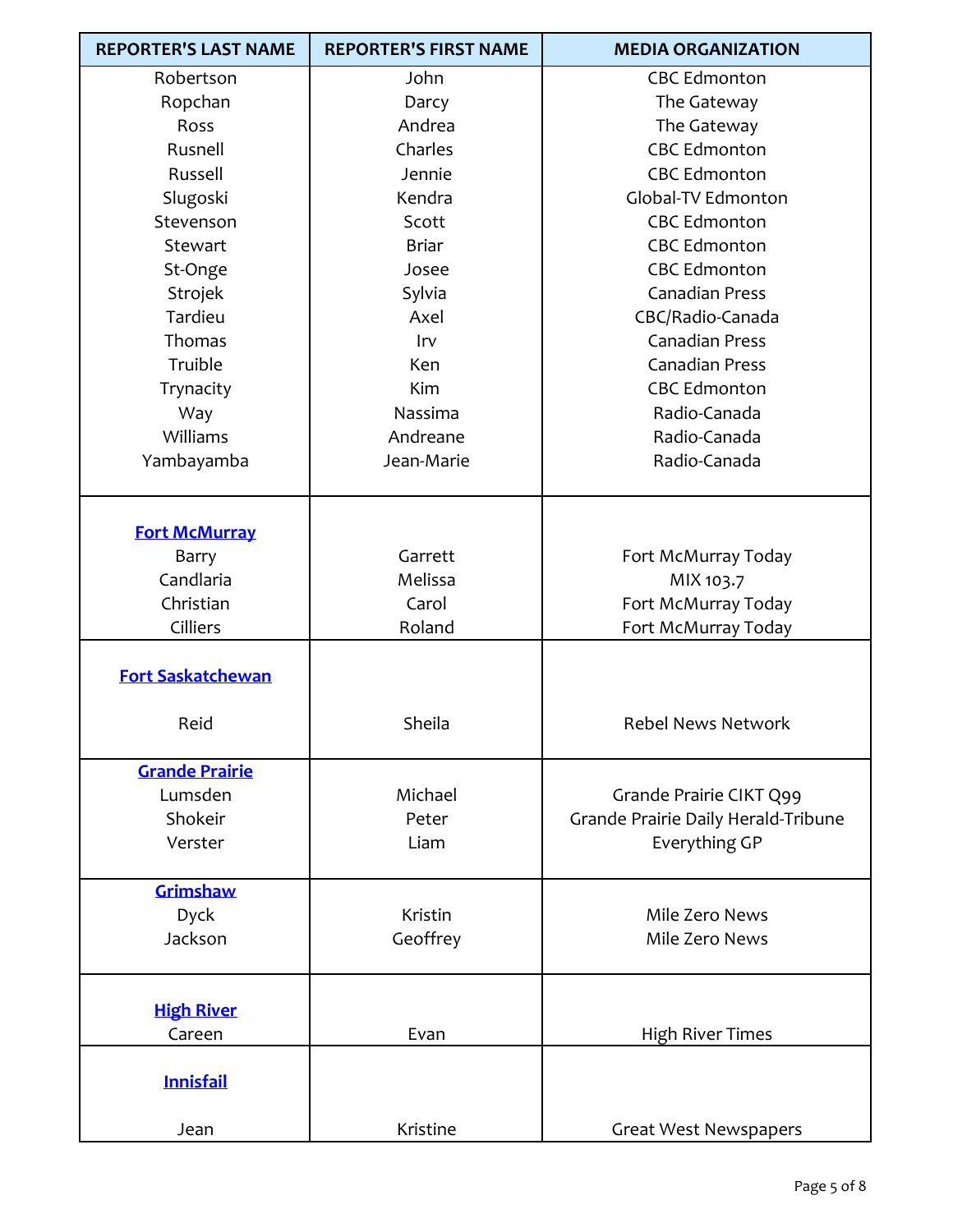| REPORTER'S LAST NAME | REPORTER'S FIRST NAME | MEDIA ORGANIZATION |
|---|---|---|
| Robertson | John | CBC Edmonton |
| Ropchan | Darcy | The Gateway |
| Ross | Andrea | The Gateway |
| Rusnell | Charles | CBC Edmonton |
| Russell | Jennie | CBC Edmonton |
| Slugoski | Kendra | Global-TV Edmonton |
| Stevenson | Scott | CBC Edmonton |
| Stewart | Briar | CBC Edmonton |
| St-Onge | Josee | CBC Edmonton |
| Strojek | Sylvia | Canadian Press |
| Tardieu | Axel | CBC/Radio-Canada |
| Thomas | Irv | Canadian Press |
| Truible | Ken | Canadian Press |
| Trynacity | Kim | CBC Edmonton |
| Way | Nassima | Radio-Canada |
| Williams | Andreane | Radio-Canada |
| Yambayamba | Jean-Marie | Radio-Canada |
| **Fort McMurray** | | |
| Barry | Garrett | Fort McMurray Today |
| Candlaria | Melissa | MIX 103.7 |
| Christian | Carol | Fort McMurray Today |
| Cilliers | Roland | Fort McMurray Today |
| **Fort Saskatchewan** | | |
| Reid | Sheila | Rebel News Network |
| **Grande Prairie** | | |
| Lumsden | Michael | Grande Prairie CIKT Q99 |
| Shokeir | Peter | Grande Prairie Daily Herald-Tribune |
| Verster | Liam | Everything GP |
| **Grimshaw** | | |
| Dyck | Kristin | Mile Zero News |
| Jackson | Geoffrey | Mile Zero News |
| **High River** | | |
| Careen | Evan | High River Times |
| **Innisfail** | | |
| Jean | Kristine | Great West Newspapers |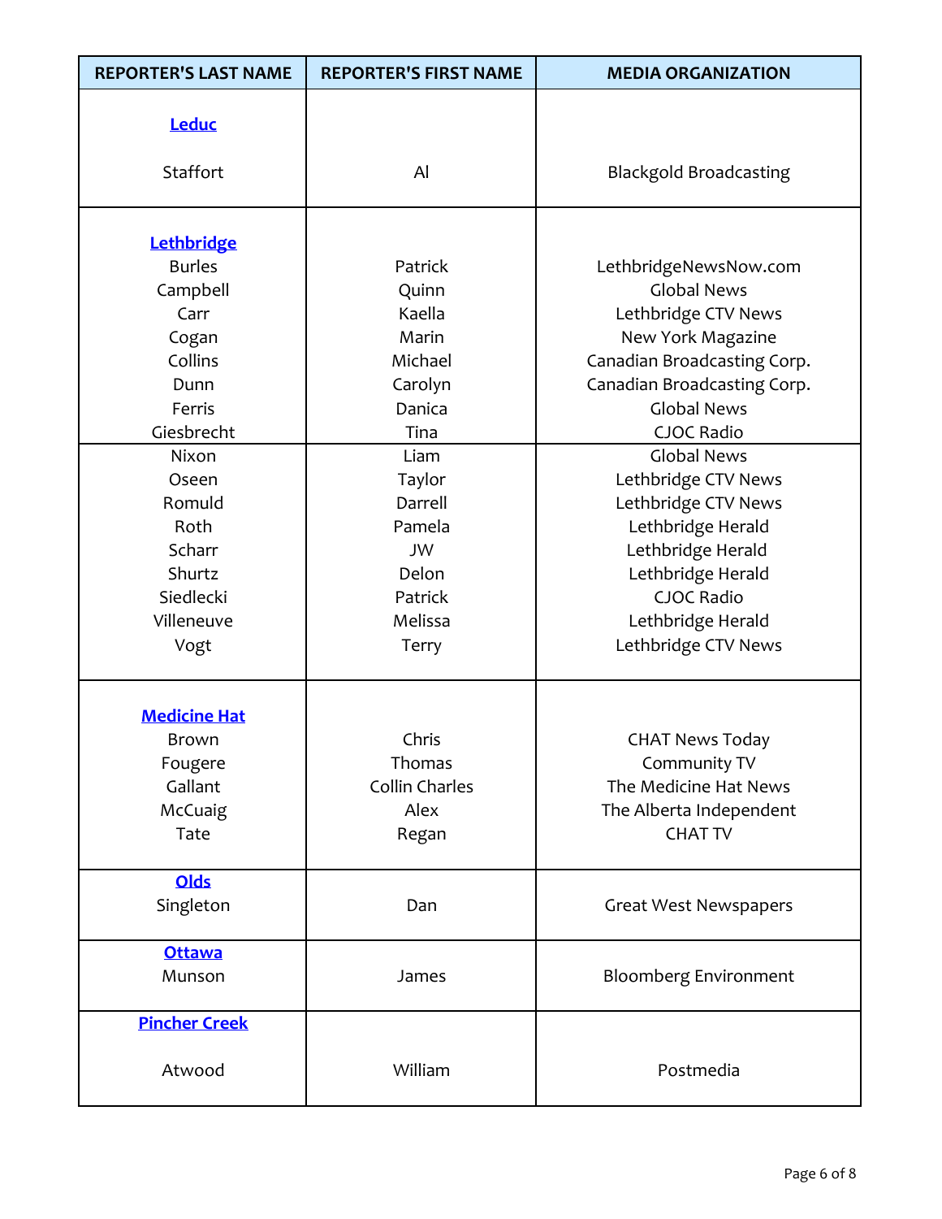| REPORTER'S LAST NAME | REPORTER'S FIRST NAME | MEDIA ORGANIZATION |
|---|---|---|
| **Leduc** | | |
| Staffort | Al | Blackgold Broadcasting |
| **Lethbridge** | | |
| Burles | Patrick | LethbridgeNewsNow.com |
| Campbell | Quinn | Global News |
| Carr | Kaella | Lethbridge CTV News |
| Cogan | Marin | New York Magazine |
| Collins | Michael | Canadian Broadcasting Corp. |
| Dunn | Carolyn | Canadian Broadcasting Corp. |
| Ferris | Danica | Global News |
| Giesbrecht | Tina | CJOC Radio |
| Nixon | Liam | Global News |
| Oseen | Taylor | Lethbridge CTV News |
| Romuld | Darrell | Lethbridge CTV News |
| Roth | Pamela | Lethbridge Herald |
| Scharr | JW | Lethbridge Herald |
| Shurtz | Delon | Lethbridge Herald |
| Siedlecki | Patrick | CJOC Radio |
| Villeneuve | Melissa | Lethbridge Herald |
| Vogt | Terry | Lethbridge CTV News |
| **Medicine Hat** | | |
| Brown | Chris | CHAT News Today |
| Fougere | Thomas | Community TV |
| Gallant | Collin Charles | The Medicine Hat News |
| McCuaig | Alex | The Alberta Independent |
| Tate | Regan | CHAT TV |
| **Olds** | | |
| Singleton | Dan | Great West Newspapers |
| **Ottawa** | | |
| Munson | James | Bloomberg Environment |
| **Pincher Creek** | | |
| Atwood | William | Postmedia |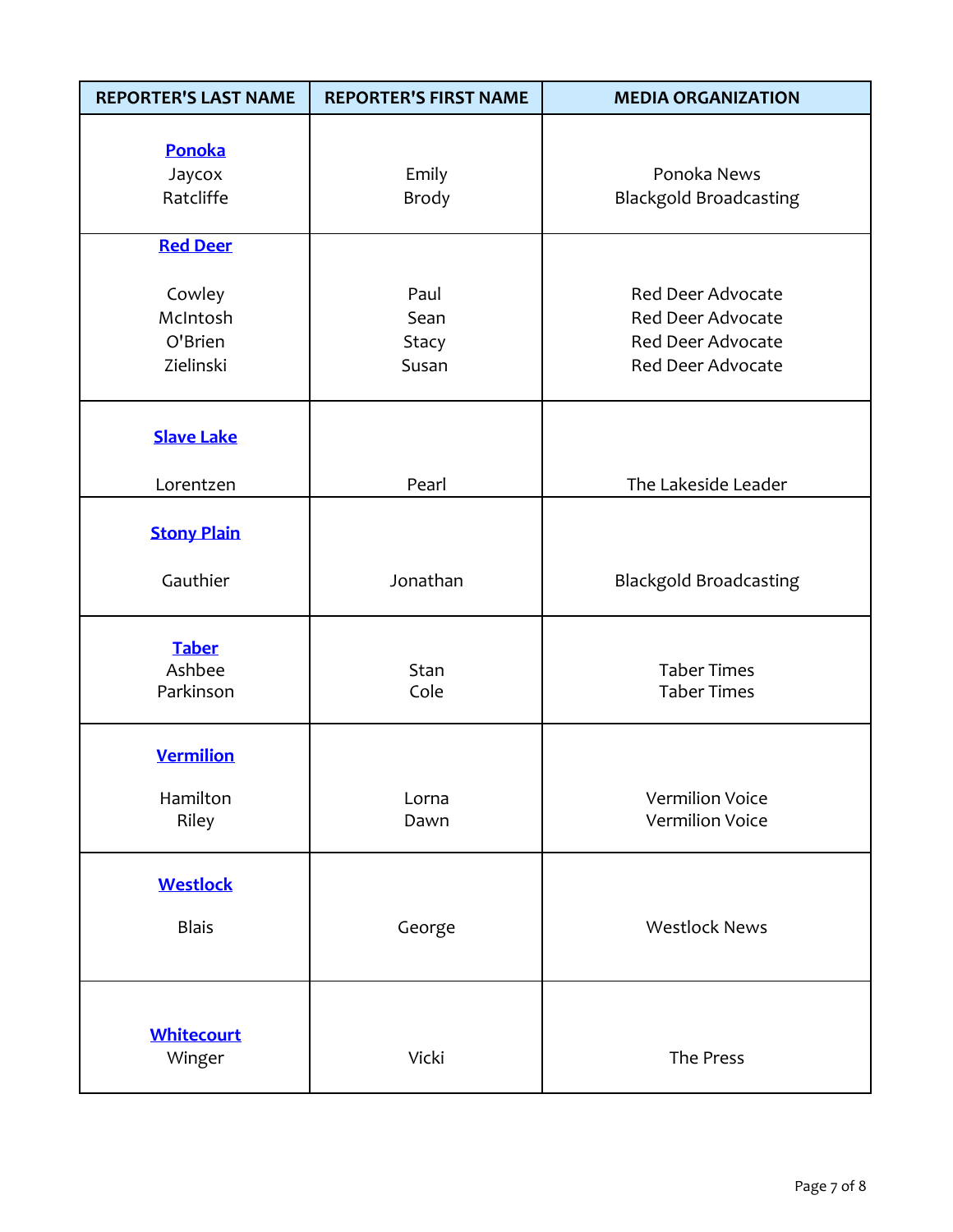| REPORTER'S LAST NAME | REPORTER'S FIRST NAME | MEDIA ORGANIZATION |
|---|---|---|
| **Ponoka** | | |
| Jaycox | Emily | Ponoka News |
| Ratcliffe | Brody | Blackgold Broadcasting |
| **Red Deer** | | |
| Cowley | Paul | Red Deer Advocate |
| McIntosh | Sean | Red Deer Advocate |
| O'Brien | Stacy | Red Deer Advocate |
| Zielinski | Susan | Red Deer Advocate |
| **Slave Lake** | | |
| Lorentzen | Pearl | The Lakeside Leader |
| **Stony Plain** | | |
| Gauthier | Jonathan | Blackgold Broadcasting |
| **Taber** | | |
| Ashbee | Stan | Taber Times |
| Parkinson | Cole | Taber Times |
| **Vermilion** | | |
| Hamilton | Lorna | Vermilion Voice |
| Riley | Dawn | Vermilion Voice |
| **Westlock** | | |
| Blais | George | Westlock News |
| **Whitecourt** | | |
| Winger | Vicki | The Press |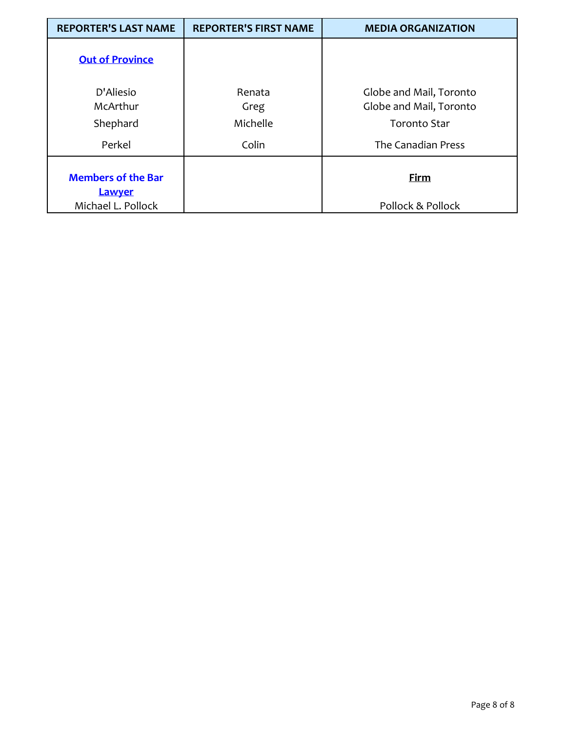| REPORTER'S LAST NAME | REPORTER'S FIRST NAME | MEDIA ORGANIZATION |
|---|---|---|
| **Out of Province** | | |
| D'Aliesio | Renata | Globe and Mail, Toronto |
| McArthur | Greg | Globe and Mail, Toronto |
| Shephard | Michelle | Toronto Star |
| Perkel | Colin | The Canadian Press |
| **Members of the Bar** | | |
| **Lawyer** | | **Firm** |
| Michael L. Pollock | | Pollock & Pollock |